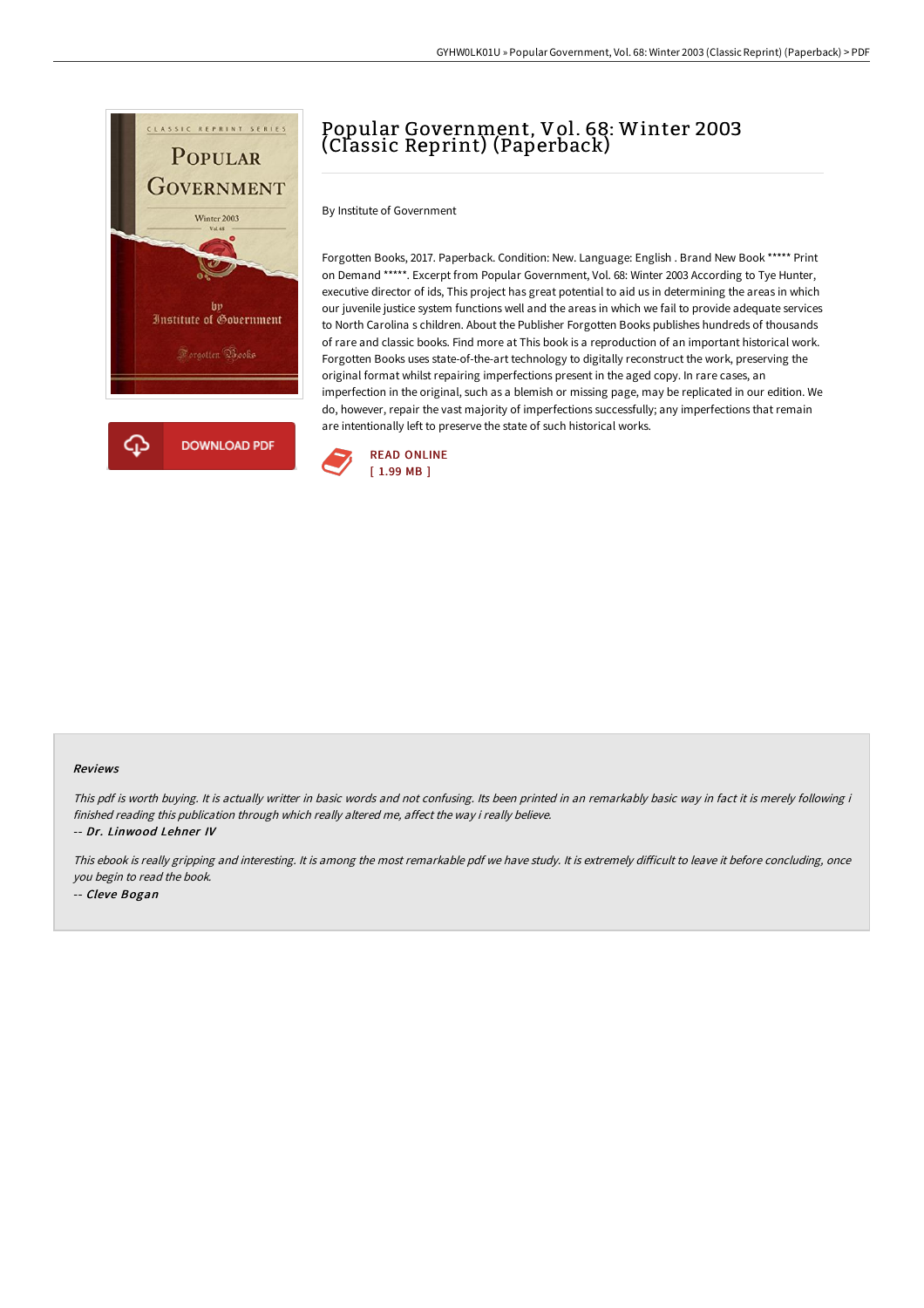# Popular Government, Vol. 68: Winter 2003 (Classic Reprint) (Paperback)

By Institute of Government

Forgotten Books, 2017. Paperback. Condition: New. Language: English . Brand New Book ***** Print on Demand *****. Excerpt from Popular Government, Vol. 68: Winter 2003 According to Tye Hunter, executive director of ids, This project has great potential to aid us in determining the areas in which our juvenile justice system functions well and the areas in which we fail to provide adequate services to North Carolina s children. About the Publisher Forgotten Books publishes hundreds of thousands of rare and classic books. Find more at This book is a reproduction of an important historical work. Forgotten Books uses state-of-the-art technology to digitally reconstruct the work, preserving the original format whilst repairing imperfections present in the aged copy. In rare cases, an imperfection in the original, such as a blemish or missing page, may be replicated in our edition. We do, however, repair the vast majority of imperfections successfully; any imperfections that remain are intentionally left to preserve the state of such historical works.

DOWNLOAD PDF

READ ONLINE
[ 1.99 MB ]

## Reviews

*This pdf is worth buying. It is actually writter in basic words and not confusing. Its been printed in an remarkably basic way in fact it is merely following i finished reading this publication through which really altered me, affect the way i really believe.*

-- *Dr. Linwood Lehner IV*

*This ebook is really gripping and interesting. It is among the most remarkable pdf we have study. It is extremely difficult to leave it before concluding, once you begin to read the book.*

-- *Cleve Bogan*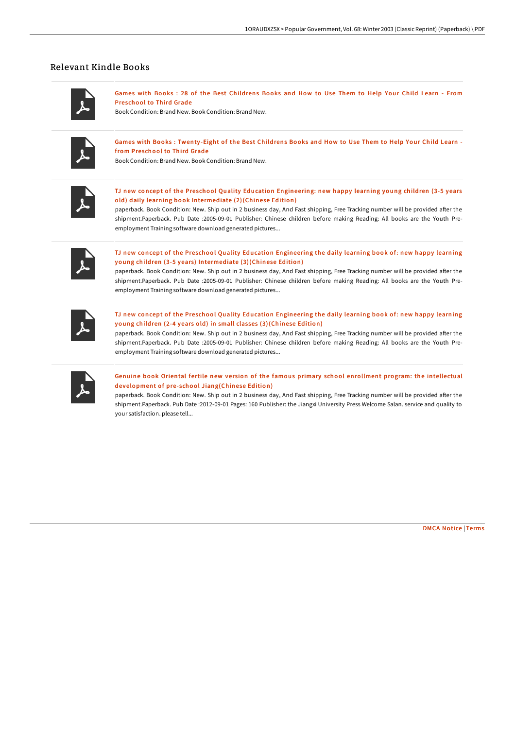## Relevant Kindle Books

**Games with Books : 28 of the Best Childrens Books and How to Use Them to Help Your Child Learn - From Preschool to Third Grade**

Book Condition: Brand New. Book Condition: Brand New.

**Games with Books : Twenty-Eight of the Best Childrens Books and How to Use Them to Help Your Child Learn - from Preschool to Third Grade**

Book Condition: Brand New. Book Condition: Brand New.

**TJ new concept of the Preschool Quality Education Engineering: new happy learning young children (3-5 years old) daily learning book Intermediate (2)(Chinese Edition)**

paperback. Book Condition: New. Ship out in 2 business day, And Fast shipping, Free Tracking number will be provided after the shipment.Paperback. Pub Date :2005-09-01 Publisher: Chinese children before making Reading: All books are the Youth Pre-employment Training software download generated pictures...

**TJ new concept of the Preschool Quality Education Engineering the daily learning book of: new happy learning young children (3-5 years) Intermediate (3)(Chinese Edition)**

paperback. Book Condition: New. Ship out in 2 business day, And Fast shipping, Free Tracking number will be provided after the shipment.Paperback. Pub Date :2005-09-01 Publisher: Chinese children before making Reading: All books are the Youth Pre-employment Training software download generated pictures...

**TJ new concept of the Preschool Quality Education Engineering the daily learning book of: new happy learning young children (2-4 years old) in small classes (3)(Chinese Edition)**

paperback. Book Condition: New. Ship out in 2 business day, And Fast shipping, Free Tracking number will be provided after the shipment.Paperback. Pub Date :2005-09-01 Publisher: Chinese children before making Reading: All books are the Youth Pre-employment Training software download generated pictures...

**Genuine book Oriental fertile new version of the famous primary school enrollment program: the intellectual development of pre-school Jiang(Chinese Edition)**

paperback. Book Condition: New. Ship out in 2 business day, And Fast shipping, Free Tracking number will be provided after the shipment.Paperback. Pub Date :2012-09-01 Pages: 160 Publisher: the Jiangxi University Press Welcome Salan. service and quality to your satisfaction. please tell...